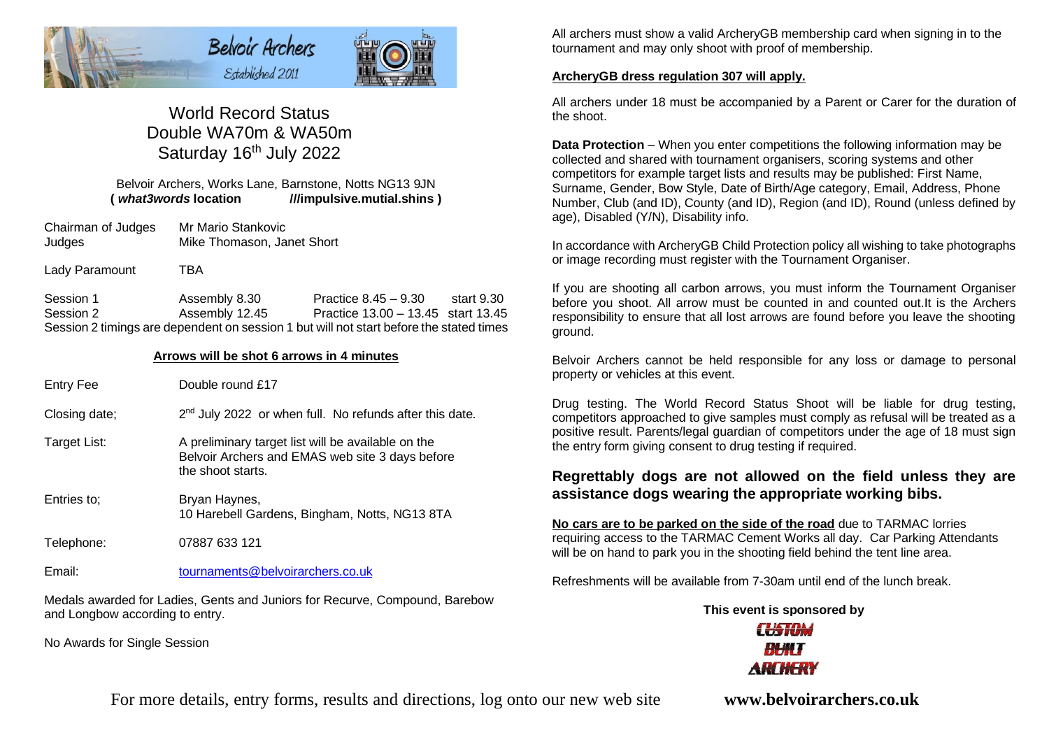Belvoir Archers
Established 2011

# World Record Status
# Double WA70m & WA50m
# Saturday 16th July 2022

Belvoir Archers, Works Lane, Barnstone, Notts NG13 9JN
**( *what3words* location ///impulsive.mutial.shins )**

| | |
|---|---|
| Chairman of Judges | Mr Mario Stankovic |
| Judges | Mike Thomason, Janet Short |

Lady Paramount TBA

| | | | |
|---|---|---|---|
| Session 1 | Assembly 8.30 | Practice 8.45 – 9.30 | start 9.30 |
| Session 2 | Assembly 12.45 | Practice 13.00 – 13.45 | start 13.45 |

Session 2 timings are dependent on session 1 but will not start before the stated times

**Arrows will be shot 6 arrows in 4 minutes**

| | |
|---|---|
| Entry Fee | Double round £17 |
| Closing date; | 2nd July 2022 or when full. No refunds after this date. |
| Target List: | A preliminary target list will be available on the Belvoir Archers and EMAS web site 3 days before the shoot starts. |
| Entries to; | Bryan Haynes, 10 Harebell Gardens, Bingham, Notts, NG13 8TA |
| Telephone: | 07887 633 121 |
| Email: | tournaments@belvoirarchers.co.uk |

Medals awarded for Ladies, Gents and Juniors for Recurve, Compound, Barebow and Longbow according to entry.

No Awards for Single Session

All archers must show a valid ArcheryGB membership card when signing in to the tournament and may only shoot with proof of membership.

**ArcheryGB dress regulation 307 will apply.**

All archers under 18 must be accompanied by a Parent or Carer for the duration of the shoot.

**Data Protection** – When you enter competitions the following information may be collected and shared with tournament organisers, scoring systems and other competitors for example target lists and results may be published: First Name, Surname, Gender, Bow Style, Date of Birth/Age category, Email, Address, Phone Number, Club (and ID), County (and ID), Region (and ID), Round (unless defined by age), Disabled (Y/N), Disability info.

In accordance with ArcheryGB Child Protection policy all wishing to take photographs or image recording must register with the Tournament Organiser.

If you are shooting all carbon arrows, you must inform the Tournament Organiser before you shoot. All arrow must be counted in and counted out.It is the Archers responsibility to ensure that all lost arrows are found before you leave the shooting ground.

Belvoir Archers cannot be held responsible for any loss or damage to personal property or vehicles at this event.

Drug testing. The World Record Status Shoot will be liable for drug testing, competitors approached to give samples must comply as refusal will be treated as a positive result. Parents/legal guardian of competitors under the age of 18 must sign the entry form giving consent to drug testing if required.

## Regrettably dogs are not allowed on the field unless they are assistance dogs wearing the appropriate working bibs.

**No cars are to be parked on the side of the road** due to TARMAC lorries requiring access to the TARMAC Cement Works all day. Car Parking Attendants will be on hand to park you in the shooting field behind the tent line area.

Refreshments will be available from 7-30am until end of the lunch break.

**This event is sponsored by**

CUSTOM BUILT ARCHERY

For more details, entry forms, results and directions, log onto our new web site **www.belvoirarchers.co.uk**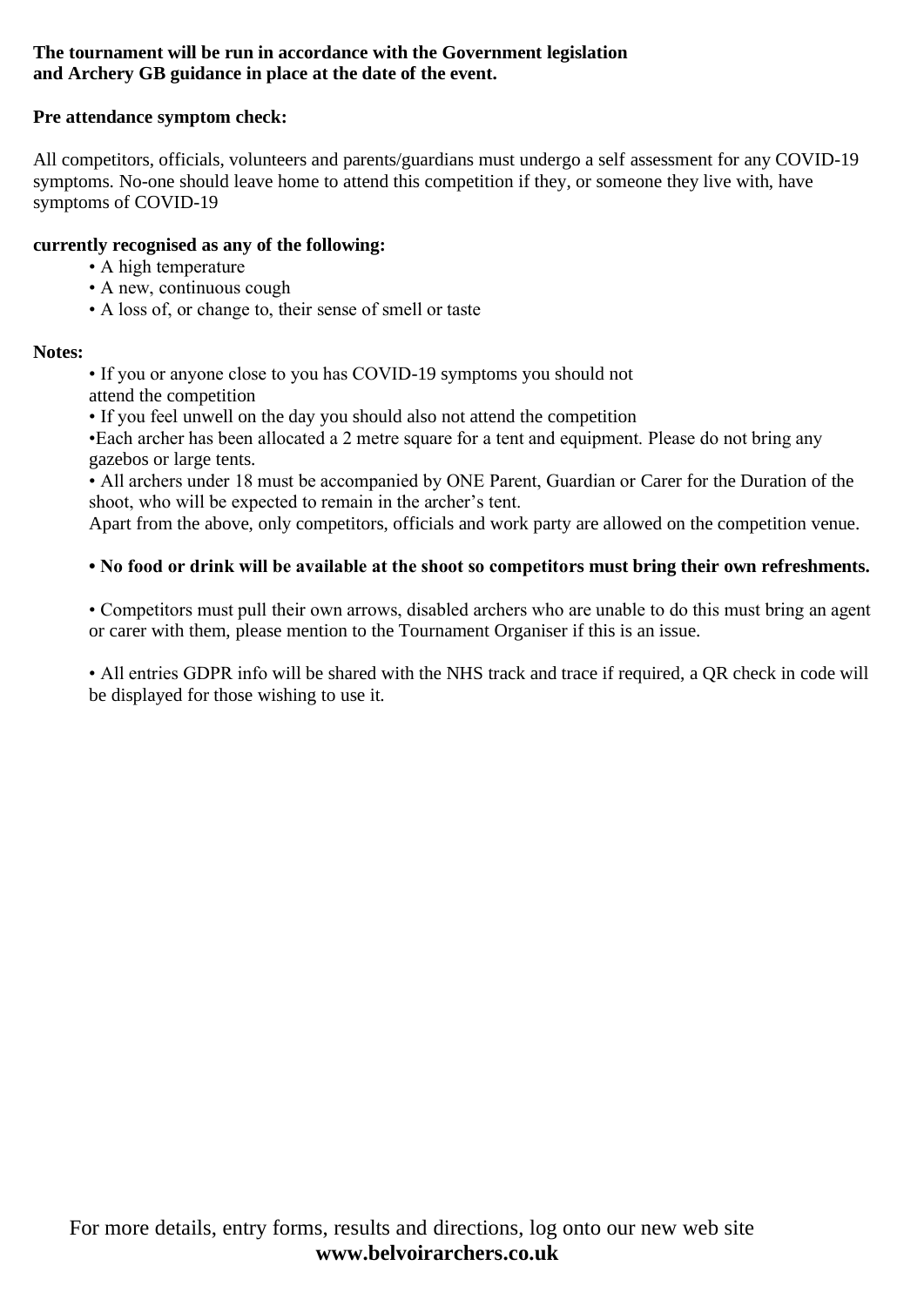**The tournament will be run in accordance with the Government legislation and Archery GB guidance in place at the date of the event.**

**Pre attendance symptom check:**

All competitors, officials, volunteers and parents/guardians must undergo a self assessment for any COVID-19 symptoms. No-one should leave home to attend this competition if they, or someone they live with, have symptoms of COVID-19

**currently recognised as any of the following:**

- A high temperature
- A new, continuous cough
- A loss of, or change to, their sense of smell or taste

**Notes:**

- If you or anyone close to you has COVID-19 symptoms you should not attend the competition
- If you feel unwell on the day you should also not attend the competition
- Each archer has been allocated a 2 metre square for a tent and equipment. Please do not bring any gazebos or large tents.
- All archers under 18 must be accompanied by ONE Parent, Guardian or Carer for the Duration of the shoot, who will be expected to remain in the archer's tent.

Apart from the above, only competitors, officials and work party are allowed on the competition venue.

- **No food or drink will be available at the shoot so competitors must bring their own refreshments.**

- Competitors must pull their own arrows, disabled archers who are unable to do this must bring an agent or carer with them, please mention to the Tournament Organiser if this is an issue.

- All entries GDPR info will be shared with the NHS track and trace if required, a QR check in code will be displayed for those wishing to use it.

For more details, entry forms, results and directions, log onto our new web site
**www.belvoirarchers.co.uk**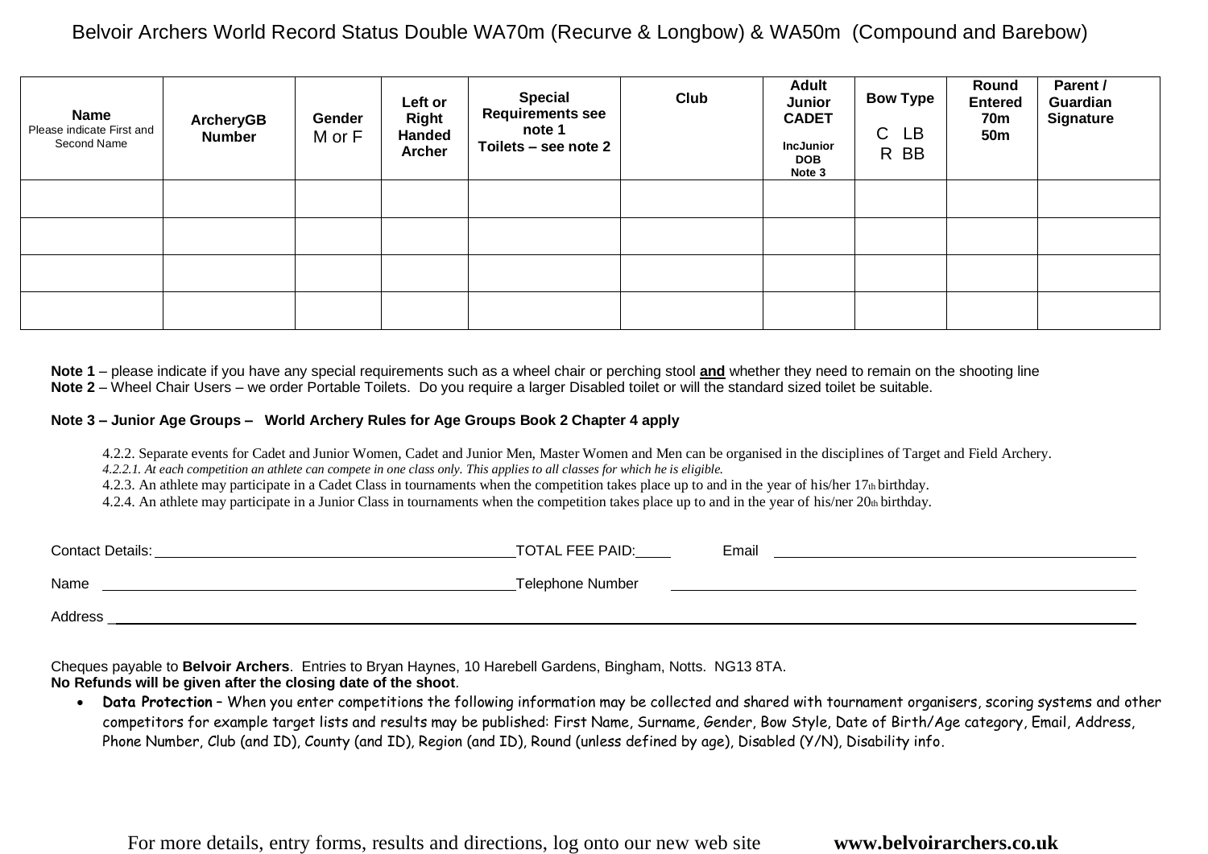# Belvoir Archers World Record Status Double WA70m (Recurve & Longbow) & WA50m (Compound and Barebow)

| **Name** Please indicate First and Second Name | **ArcheryGB Number** | **Gender** M or F | **Left or Right Handed Archer** | **Special Requirements see note 1 Toilets – see note 2** | **Club** | **Adult Junior CADET** IncJunior DOB Note 3 | **Bow Type** C LB R BB | **Round Entered 70m 50m** | **Parent / Guardian Signature** |
|---|---|---|---|---|---|---|---|---|---|
| | | | | | | | | | |
| | | | | | | | | | |
| | | | | | | | | | |
| | | | | | | | | | |

**Note 1** – please indicate if you have any special requirements such as a wheel chair or perching stool **and** whether they need to remain on the shooting line
**Note 2** – Wheel Chair Users – we order Portable Toilets. Do you require a larger Disabled toilet or will the standard sized toilet be suitable.

**Note 3 – Junior Age Groups – World Archery Rules for Age Groups Book 2 Chapter 4 apply**

4.2.2. Separate events for Cadet and Junior Women, Cadet and Junior Men, Master Women and Men can be organised in the disciplines of Target and Field Archery.
*4.2.2.1. At each competition an athlete can compete in one class only. This applies to all classes for which he is eligible.*
4.2.3. An athlete may participate in a Cadet Class in tournaments when the competition takes place up to and in the year of his/her 17th birthday.
4.2.4. An athlete may participate in a Junior Class in tournaments when the competition takes place up to and in the year of his/ner 20th birthday.

Contact Details: ______________________ TOTAL FEE PAID:____ Email ______________________

Name ______________________ Telephone Number ______________________

Address ______________________

Cheques payable to **Belvoir Archers**. Entries to Bryan Haynes, 10 Harebell Gardens, Bingham, Notts. NG13 8TA.
**No Refunds will be given after the closing date of the shoot**.

- **Data Protection** – When you enter competitions the following information may be collected and shared with tournament organisers, scoring systems and other competitors for example target lists and results may be published: First Name, Surname, Gender, Bow Style, Date of Birth/Age category, Email, Address, Phone Number, Club (and ID), County (and ID), Region (and ID), Round (unless defined by age), Disabled (Y/N), Disability info.

For more details, entry forms, results and directions, log onto our new web site **www.belvoirarchers.co.uk**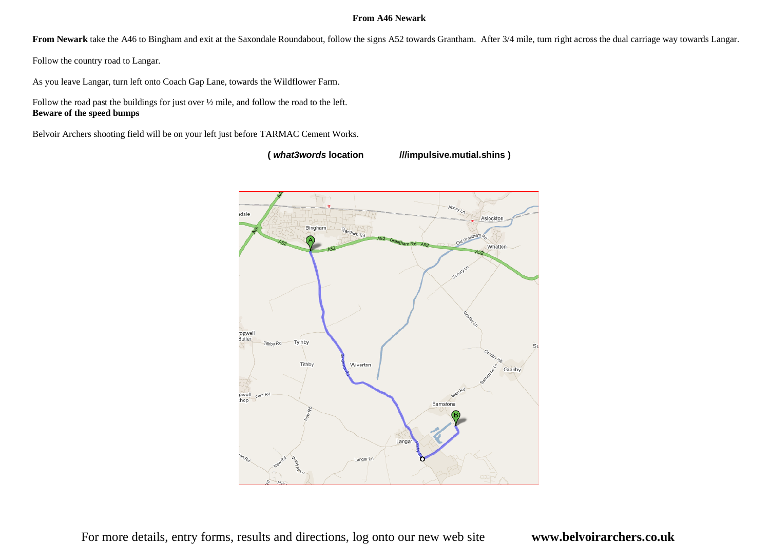**From A46 Newark**

**From Newark** take the A46 to Bingham and exit at the Saxondale Roundabout, follow the signs A52 towards Grantham. After 3/4 mile, turn right across the dual carriage way towards Langar.

Follow the country road to Langar.

As you leave Langar, turn left onto Coach Gap Lane, towards the Wildflower Farm.

Follow the road past the buildings for just over ½ mile, and follow the road to the left.
**Beware of the speed bumps**

Belvoir Archers shooting field will be on your left just before TARMAC Cement Works.

**( *what3words* location ///impulsive.mutial.shins )**

For more details, entry forms, results and directions, log onto our new web site **www.belvoirarchers.co.uk**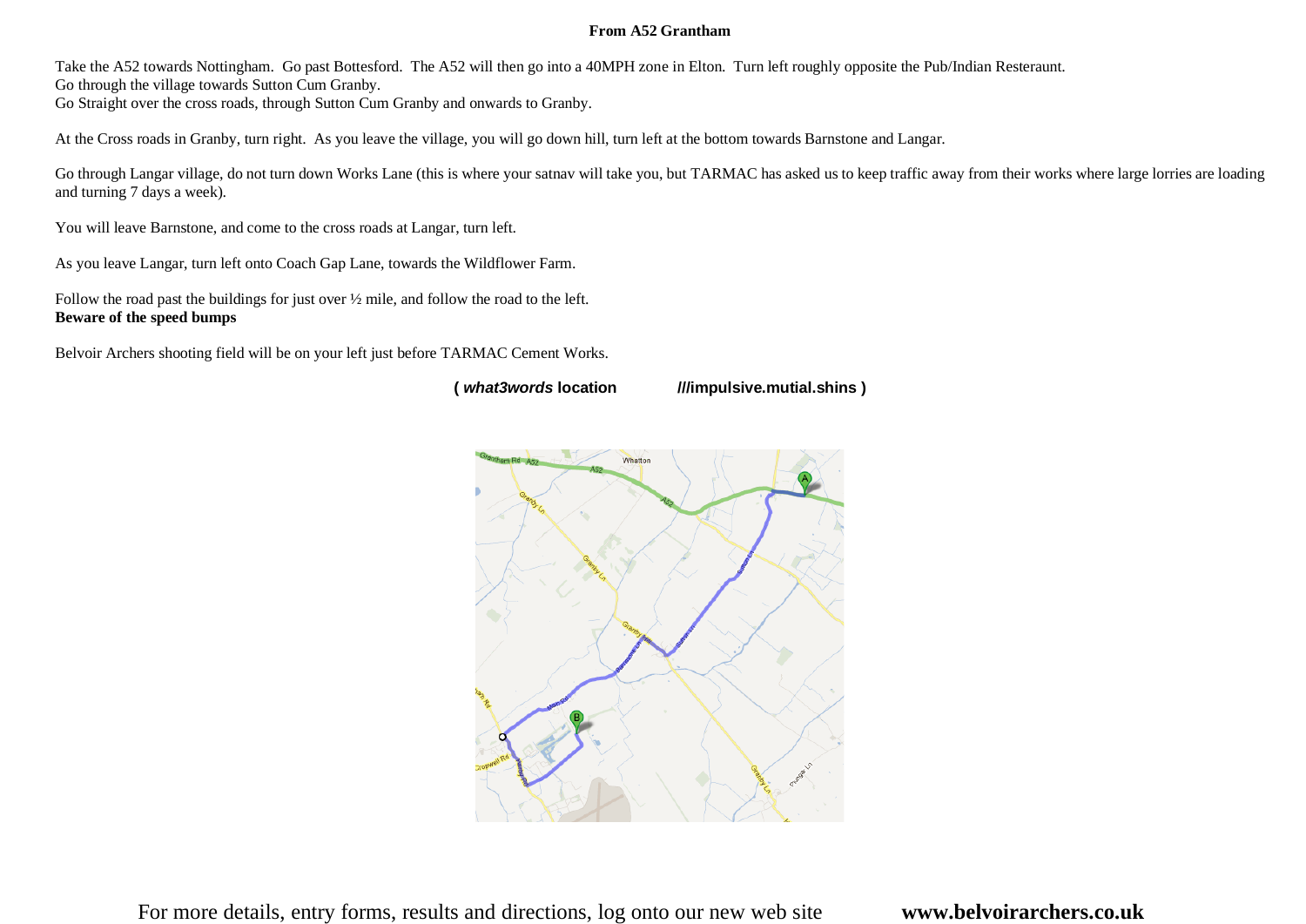**From A52 Grantham**

Take the A52 towards Nottingham. Go past Bottesford. The A52 will then go into a 40MPH zone in Elton. Turn left roughly opposite the Pub/Indian Resteraunt.
Go through the village towards Sutton Cum Granby.
Go Straight over the cross roads, through Sutton Cum Granby and onwards to Granby.

At the Cross roads in Granby, turn right. As you leave the village, you will go down hill, turn left at the bottom towards Barnstone and Langar.

Go through Langar village, do not turn down Works Lane (this is where your satnav will take you, but TARMAC has asked us to keep traffic away from their works where large lorries are loading and turning 7 days a week).

You will leave Barnstone, and come to the cross roads at Langar, turn left.

As you leave Langar, turn left onto Coach Gap Lane, towards the Wildflower Farm.

Follow the road past the buildings for just over ½ mile, and follow the road to the left.
**Beware of the speed bumps**

Belvoir Archers shooting field will be on your left just before TARMAC Cement Works.

**( *what3words* location ///impulsive.mutial.shins )**

For more details, entry forms, results and directions, log onto our new web site **www.belvoirarchers.co.uk**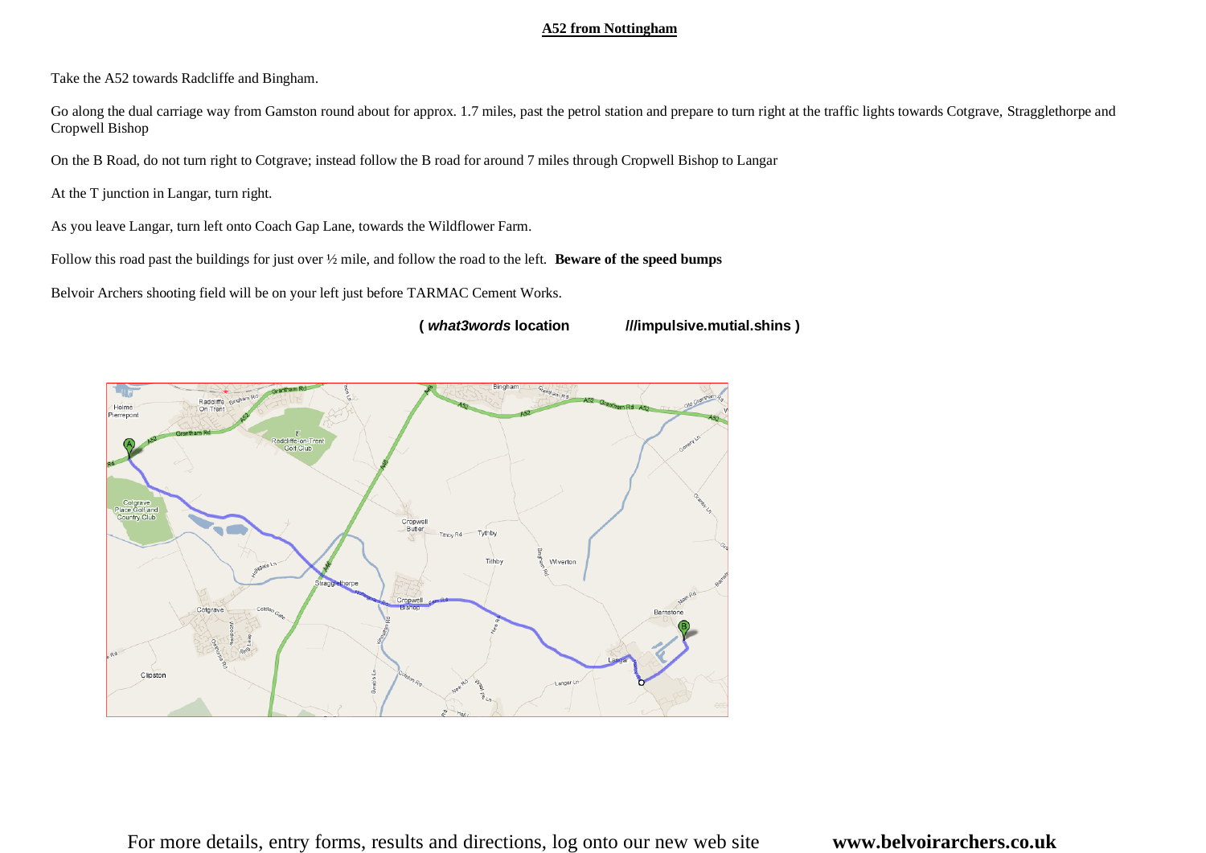## A52 from Nottingham

Take the A52 towards Radcliffe and Bingham.

Go along the dual carriage way from Gamston round about for approx. 1.7 miles, past the petrol station and prepare to turn right at the traffic lights towards Cotgrave, Stragglethorpe and Cropwell Bishop

On the B Road, do not turn right to Cotgrave; instead follow the B road for around 7 miles through Cropwell Bishop to Langar

At the T junction in Langar, turn right.

As you leave Langar, turn left onto Coach Gap Lane, towards the Wildflower Farm.

Follow this road past the buildings for just over ½ mile, and follow the road to the left. **Beware of the speed bumps**

Belvoir Archers shooting field will be on your left just before TARMAC Cement Works.

**( *what3words* location ///impulsive.mutial.shins )**

For more details, entry forms, results and directions, log onto our new web site **www.belvoirarchers.co.uk**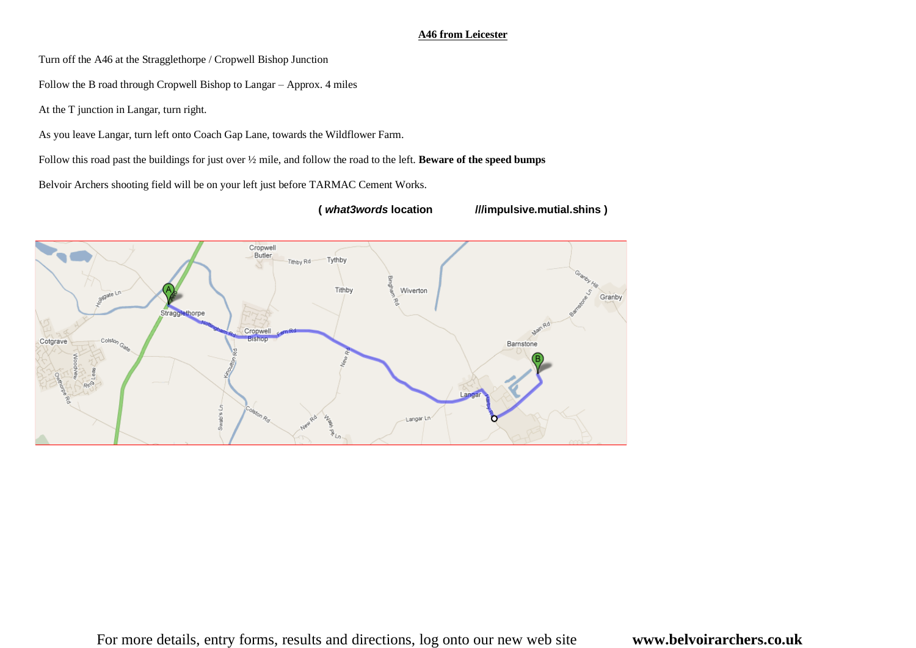## A46 from Leicester

Turn off the A46 at the Stragglethorpe / Cropwell Bishop Junction

Follow the B road through Cropwell Bishop to Langar – Approx. 4 miles

At the T junction in Langar, turn right.

As you leave Langar, turn left onto Coach Gap Lane, towards the Wildflower Farm.

Follow this road past the buildings for just over ½ mile, and follow the road to the left. **Beware of the speed bumps**

Belvoir Archers shooting field will be on your left just before TARMAC Cement Works.

**( *what3words* location ///impulsive.mutial.shins )**

Cropwell Butler
Tithby Rd
Tythby
Tithby
Bingham Rd
Wiverton
Granby Hill
Granby
Barnstone Ln
Main Rd
Barnstone
Hollygate Ln
Stragglethorpe
Nottingham Rd
Cropwell Bishop
Farm Rd
New Rd
Cotgrave
Colston Gate
Woodview
Ring Leas
Owthorpe Rd
Kinoulton Rd
Swab's Ln
Colston Rd
New Rd
Wash Pit Ln
Langar Ln
Langar
A
B

For more details, entry forms, results and directions, log onto our new web site **www.belvoirarchers.co.uk**